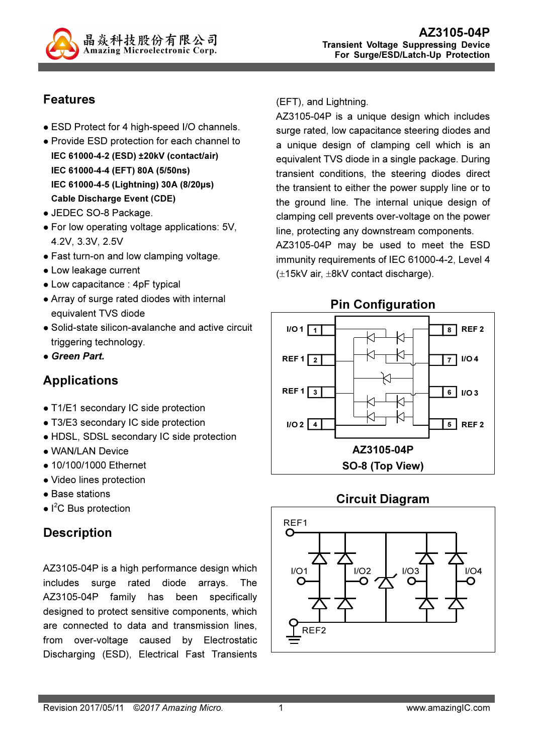**晶焱科技股份有限公司**
**Amazing Microelectronic Corp.**

# AZ3105-04P

**Transient Voltage Suppressing Device**
**For Surge/ESD/Latch-Up Protection**

## Features

- ESD Protect for 4 high-speed I/O channels.
- Provide ESD protection for each channel to
  **IEC 61000-4-2 (ESD) ±20kV (contact/air)**
  **IEC 61000-4-4 (EFT) 80A (5/50ns)**
  **IEC 61000-4-5 (Lightning) 30A (8/20μs)**
  **Cable Discharge Event (CDE)**
- JEDEC SO-8 Package.
- For low operating voltage applications: 5V, 4.2V, 3.3V, 2.5V
- Fast turn-on and low clamping voltage.
- Low leakage current
- Low capacitance : 4pF typical
- Array of surge rated diodes with internal equivalent TVS diode
- Solid-state silicon-avalanche and active circuit triggering technology.
- ***Green Part.***

## Applications

- T1/E1 secondary IC side protection
- T3/E3 secondary IC side protection
- HDSL, SDSL secondary IC side protection
- WAN/LAN Device
- 10/100/1000 Ethernet
- Video lines protection
- Base stations
- $I^2C$ Bus protection

## Description

AZ3105-04P is a high performance design which includes surge rated diode arrays. The AZ3105-04P family has been specifically designed to protect sensitive components, which are connected to data and transmission lines, from over-voltage caused by Electrostatic Discharging (ESD), Electrical Fast Transients (EFT), and Lightning.

AZ3105-04P is a unique design which includes surge rated, low capacitance steering diodes and a unique design of clamping cell which is an equivalent TVS diode in a single package. During transient conditions, the steering diodes direct the transient to either the power supply line or to the ground line. The internal unique design of clamping cell prevents over-voltage on the power line, protecting any downstream components.

AZ3105-04P may be used to meet the ESD immunity requirements of IEC 61000-4-2, Level 4 (±15kV air, ±8kV contact discharge).

## Pin Configuration

| Pin | Name | Pin | Name |
|---|---|---|---|
| 1 | I/O 1 | 8 | REF 2 |
| 2 | REF 1 | 7 | I/O 4 |
| 3 | REF 1 | 6 | I/O 3 |
| 4 | I/O 2 | 5 | REF 2 |

**AZ3105-04P**
**SO-8 (Top View)**

## Circuit Diagram

REF1, I/O1, I/O2, I/O3, I/O4, REF2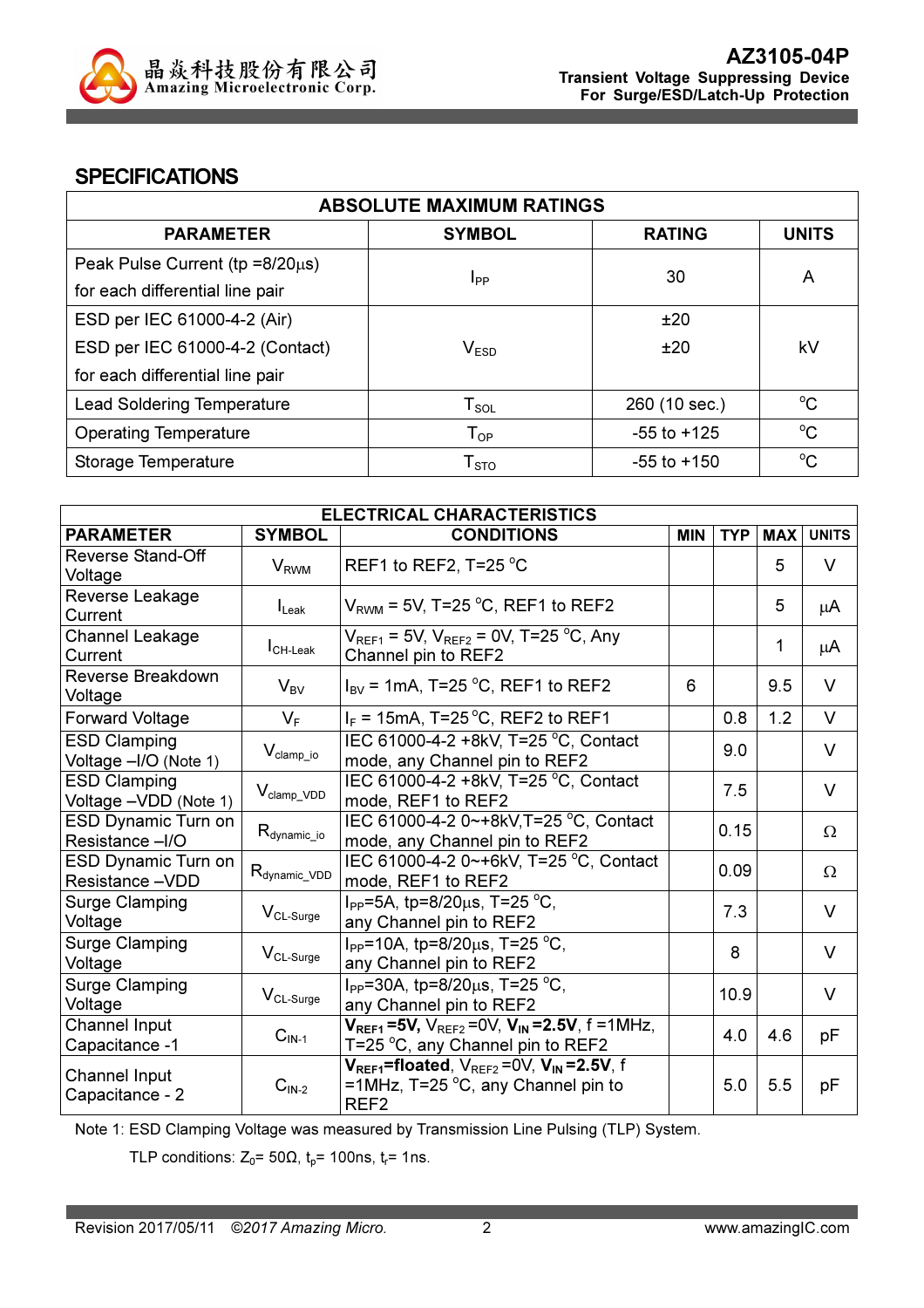## SPECIFICATIONS

| ABSOLUTE MAXIMUM RATINGS | | | |
|---|---|---|---|
| **PARAMETER** | **SYMBOL** | **RATING** | **UNITS** |
| Peak Pulse Current (tp =8/20μs) for each differential line pair | $I_{PP}$ | 30 | A |
| ESD per IEC 61000-4-2 (Air) ESD per IEC 61000-4-2 (Contact) for each differential line pair | $V_{ESD}$ | ±20 ±20 | kV |
| Lead Soldering Temperature | $T_{SOL}$ | 260 (10 sec.) | °C |
| Operating Temperature | $T_{OP}$ | -55 to +125 | °C |
| Storage Temperature | $T_{STO}$ | -55 to +150 | °C |

| ELECTRICAL CHARACTERISTICS | | | | | | |
|---|---|---|---|---|---|---|
| **PARAMETER** | **SYMBOL** | **CONDITIONS** | **MIN** | **TYP** | **MAX** | **UNITS** |
| Reverse Stand-Off Voltage | $V_{RWM}$ | REF1 to REF2, T=25 °C | | | 5 | V |
| Reverse Leakage Current | $I_{Leak}$ | $V_{RWM}$ = 5V, T=25 °C, REF1 to REF2 | | | 5 | μA |
| Channel Leakage Current | $I_{CH\text{-}Leak}$ | $V_{REF1}$ = 5V, $V_{REF2}$ = 0V, T=25 °C, Any Channel pin to REF2 | | | 1 | μA |
| Reverse Breakdown Voltage | $V_{BV}$ | $I_{BV}$ = 1mA, T=25 °C, REF1 to REF2 | 6 | | 9.5 | V |
| Forward Voltage | $V_F$ | $I_F$ = 15mA, T=25 °C, REF2 to REF1 | | 0.8 | 1.2 | V |
| ESD Clamping Voltage –I/O (Note 1) | $V_{clamp\_io}$ | IEC 61000-4-2 +8kV, T=25 °C, Contact mode, any Channel pin to REF2 | | 9.0 | | V |
| ESD Clamping Voltage –VDD (Note 1) | $V_{clamp\_VDD}$ | IEC 61000-4-2 +8kV, T=25 °C, Contact mode, REF1 to REF2 | | 7.5 | | V |
| ESD Dynamic Turn on Resistance –I/O | $R_{dynamic\_io}$ | IEC 61000-4-2 0~+8kV,T=25 °C, Contact mode, any Channel pin to REF2 | | 0.15 | | Ω |
| ESD Dynamic Turn on Resistance –VDD | $R_{dynamic\_VDD}$ | IEC 61000-4-2 0~+6kV, T=25 °C, Contact mode, REF1 to REF2 | | 0.09 | | Ω |
| Surge Clamping Voltage | $V_{CL\text{-}Surge}$ | $I_{PP}$=5A, tp=8/20μs, T=25 °C, any Channel pin to REF2 | | 7.3 | | V |
| Surge Clamping Voltage | $V_{CL\text{-}Surge}$ | $I_{PP}$=10A, tp=8/20μs, T=25 °C, any Channel pin to REF2 | | 8 | | V |
| Surge Clamping Voltage | $V_{CL\text{-}Surge}$ | $I_{PP}$=30A, tp=8/20μs, T=25 °C, any Channel pin to REF2 | | 10.9 | | V |
| Channel Input Capacitance -1 | $C_{IN\text{-}1}$ | **$V_{REF1}$ =5V,** $V_{REF2}$ =0V, **$V_{IN}$ =2.5V**, f =1MHz, T=25 °C, any Channel pin to REF2 | | 4.0 | 4.6 | pF |
| Channel Input Capacitance - 2 | $C_{IN\text{-}2}$ | **$V_{REF1}$=floated**, $V_{REF2}$ =0V, **$V_{IN}$ =2.5V**, f =1MHz, T=25 °C, any Channel pin to REF2 | | 5.0 | 5.5 | pF |

Note 1: ESD Clamping Voltage was measured by Transmission Line Pulsing (TLP) System.

TLP conditions: $Z_0$= 50Ω, $t_p$= 100ns, $t_r$= 1ns.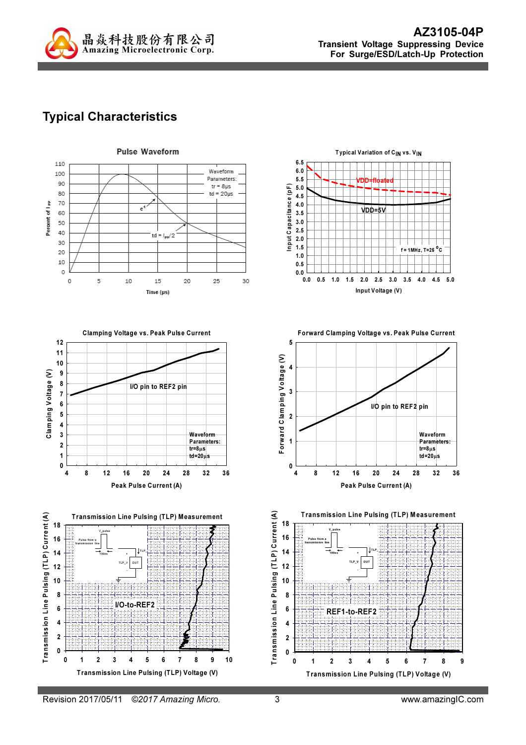## Typical Characteristics

**Pulse Waveform**

Waveform Parameters: tr = 8μs, td = 20μs

Percent of $I_{PP}$ vs. Time (μs)

$e^{-t}$

td = $I_{PP}/2$

**Typical Variation of $C_{IN}$ vs. $V_{IN}$**

VDD=floated

VDD=5V

f = 1MHz, T=25 °C

Input Capacitance (pF) vs. Input Voltage (V)

**Clamping Voltage vs. Peak Pulse Current**

I/O pin to REF2 pin

Waveform Parameters: tr=8μs, td=20μs

Clamping Voltage (V) vs. Peak Pulse Current (A)

**Forward Clamping Voltage vs. Peak Pulse Current**

I/O pin to REF2 pin

Waveform Parameters: tr=8μs, td=20μs

Forward Clamping Voltage (V) vs. Peak Pulse Current (A)

**Transmission Line Pulsing (TLP) Measurement**

I/O-to-REF2

Transmission Line Pulsing (TLP) Current (A) vs. Transmission Line Pulsing (TLP) Voltage (V)

**Transmission Line Pulsing (TLP) Measurement**

REF1-to-REF2

Transmission Line Pulsing (TLP) Current (A) vs. Transmission Line Pulsing (TLP) Voltage (V)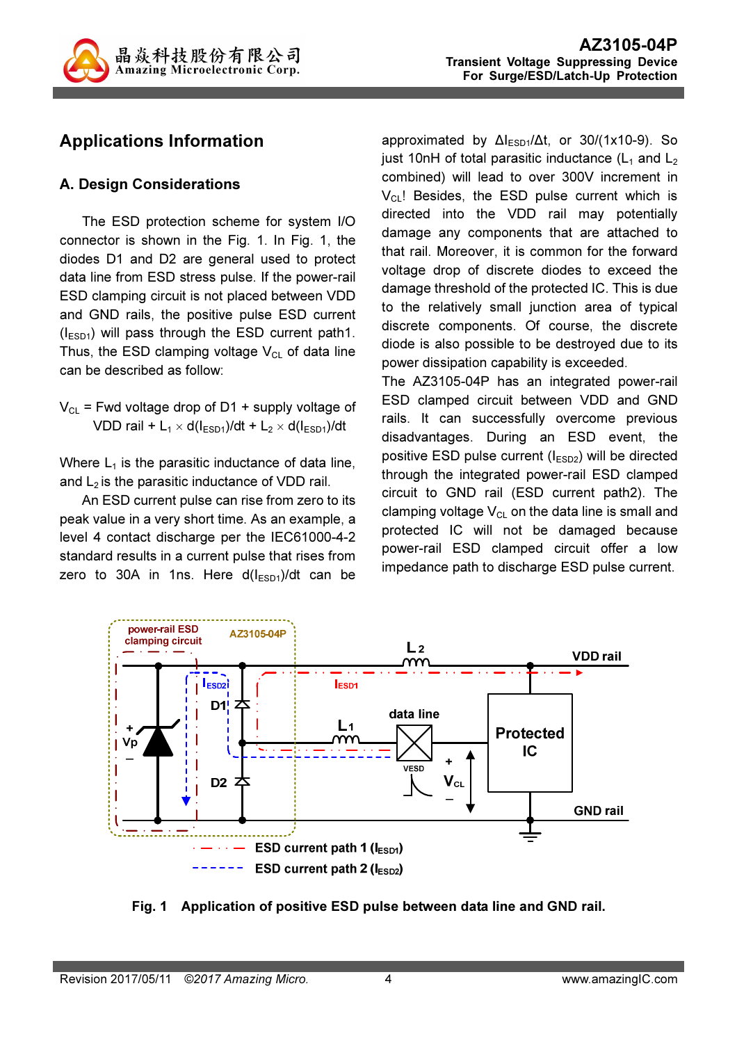## Applications Information

### A. Design Considerations

The ESD protection scheme for system I/O connector is shown in the Fig. 1. In Fig. 1, the diodes D1 and D2 are general used to protect data line from ESD stress pulse. If the power-rail ESD clamping circuit is not placed between VDD and GND rails, the positive pulse ESD current ($I_{ESD1}$) will pass through the ESD current path1. Thus, the ESD clamping voltage $V_{CL}$ of data line can be described as follow:

$$V_{CL} = \text{Fwd voltage drop of D1} + \text{supply voltage of VDD rail} + L_1 \times d(I_{ESD1})/dt + L_2 \times d(I_{ESD1})/dt$$

Where $L_1$ is the parasitic inductance of data line, and $L_2$ is the parasitic inductance of VDD rail.

An ESD current pulse can rise from zero to its peak value in a very short time. As an example, a level 4 contact discharge per the IEC61000-4-2 standard results in a current pulse that rises from zero to 30A in 1ns. Here $d(I_{ESD1})/dt$ can be approximated by $\Delta I_{ESD1}/\Delta t$, or $30/(1\times10^{-9})$. So just 10nH of total parasitic inductance ($L_1$ and $L_2$ combined) will lead to over 300V increment in $V_{CL}$! Besides, the ESD pulse current which is directed into the VDD rail may potentially damage any components that are attached to that rail. Moreover, it is common for the forward voltage drop of discrete diodes to exceed the damage threshold of the protected IC. This is due to the relatively small junction area of typical discrete components. Of course, the discrete diode is also possible to be destroyed due to its power dissipation capability is exceeded.

The AZ3105-04P has an integrated power-rail ESD clamped circuit between VDD and GND rails. It can successfully overcome previous disadvantages. During an ESD event, the positive ESD pulse current ($I_{ESD2}$) will be directed through the integrated power-rail ESD clamped circuit to GND rail (ESD current path2). The clamping voltage $V_{CL}$ on the data line is small and protected IC will not be damaged because power-rail ESD clamped circuit offer a low impedance path to discharge ESD pulse current.

**Fig. 1 Application of positive ESD pulse between data line and GND rail.**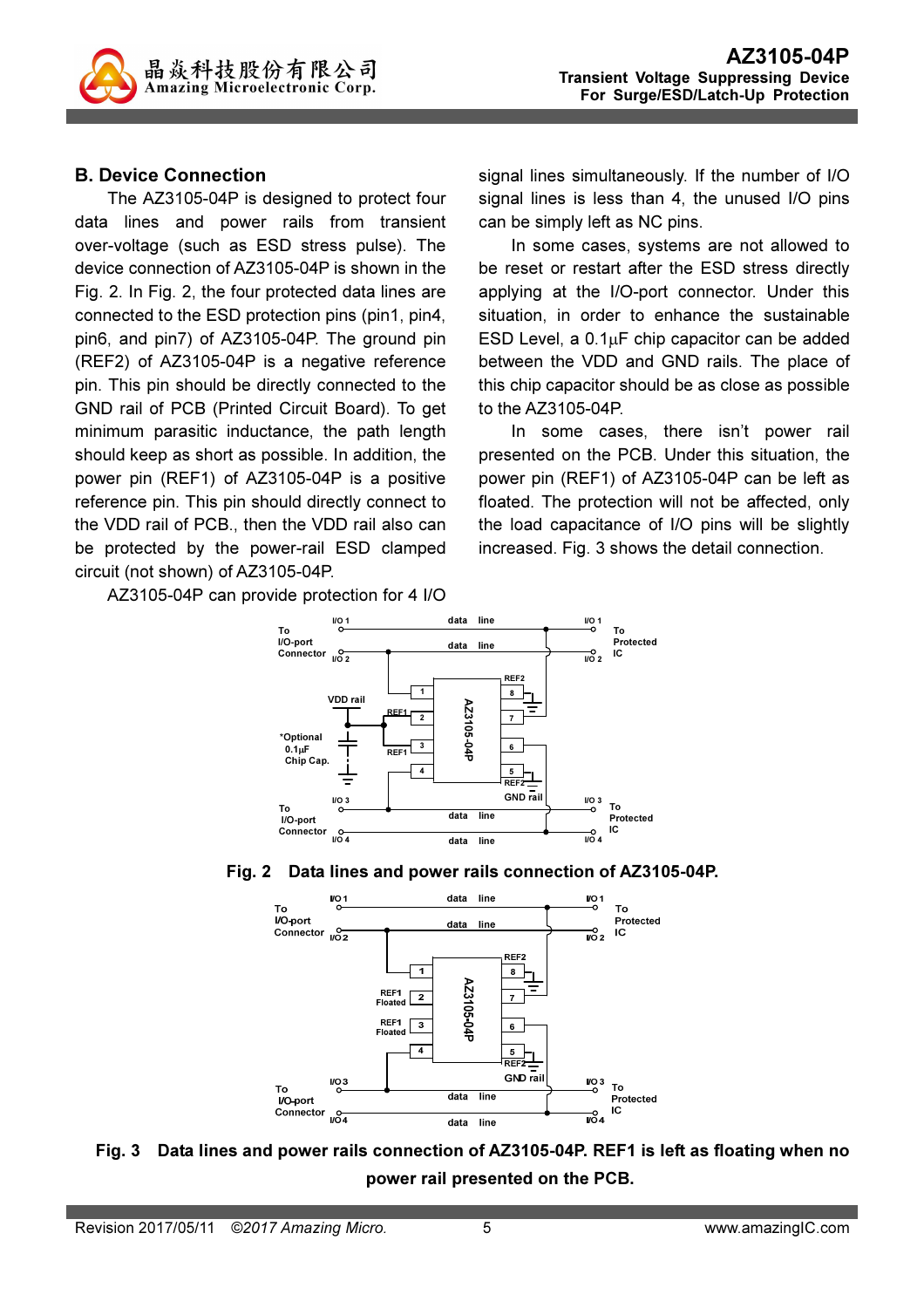## B. Device Connection

The AZ3105-04P is designed to protect four data lines and power rails from transient over-voltage (such as ESD stress pulse). The device connection of AZ3105-04P is shown in the Fig. 2. In Fig. 2, the four protected data lines are connected to the ESD protection pins (pin1, pin4, pin6, and pin7) of AZ3105-04P. The ground pin (REF2) of AZ3105-04P is a negative reference pin. This pin should be directly connected to the GND rail of PCB (Printed Circuit Board). To get minimum parasitic inductance, the path length should keep as short as possible. In addition, the power pin (REF1) of AZ3105-04P is a positive reference pin. This pin should directly connect to the VDD rail of PCB., then the VDD rail also can be protected by the power-rail ESD clamped circuit (not shown) of AZ3105-04P.

AZ3105-04P can provide protection for 4 I/O signal lines simultaneously. If the number of I/O signal lines is less than 4, the unused I/O pins can be simply left as NC pins.

In some cases, systems are not allowed to be reset or restart after the ESD stress directly applying at the I/O-port connector. Under this situation, in order to enhance the sustainable ESD Level, a 0.1μF chip capacitor can be added between the VDD and GND rails. The place of this chip capacitor should be as close as possible to the AZ3105-04P.

In some cases, there isn't power rail presented on the PCB. Under this situation, the power pin (REF1) of AZ3105-04P can be left as floated. The protection will not be affected, only the load capacitance of I/O pins will be slightly increased. Fig. 3 shows the detail connection.

**Fig. 2 Data lines and power rails connection of AZ3105-04P.**

**Fig. 3 Data lines and power rails connection of AZ3105-04P. REF1 is left as floating when no power rail presented on the PCB.**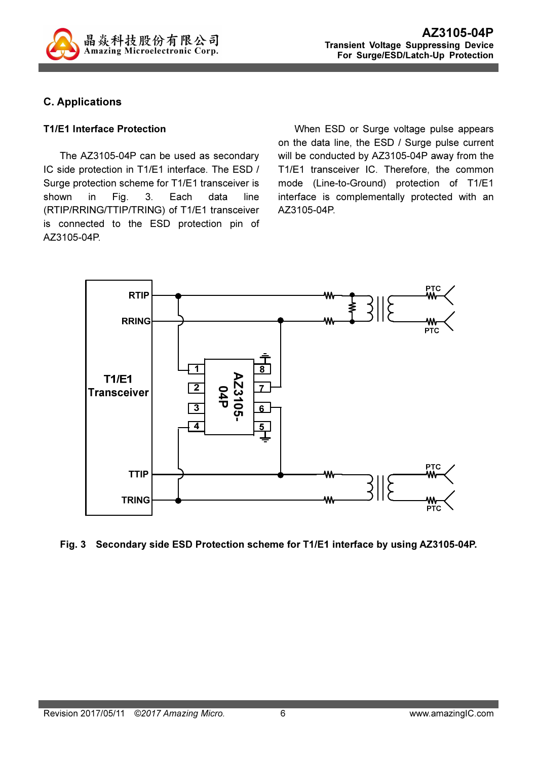## C. Applications

### T1/E1 Interface Protection

The AZ3105-04P can be used as secondary IC side protection in T1/E1 interface. The ESD / Surge protection scheme for T1/E1 transceiver is shown in Fig. 3. Each data line (RTIP/RRING/TTIP/TRING) of T1/E1 transceiver is connected to the ESD protection pin of AZ3105-04P.

When ESD or Surge voltage pulse appears on the data line, the ESD / Surge pulse current will be conducted by AZ3105-04P away from the T1/E1 transceiver IC. Therefore, the common mode (Line-to-Ground) protection of T1/E1 interface is complementally protected with an AZ3105-04P.

**Fig. 3 Secondary side ESD Protection scheme for T1/E1 interface by using AZ3105-04P.**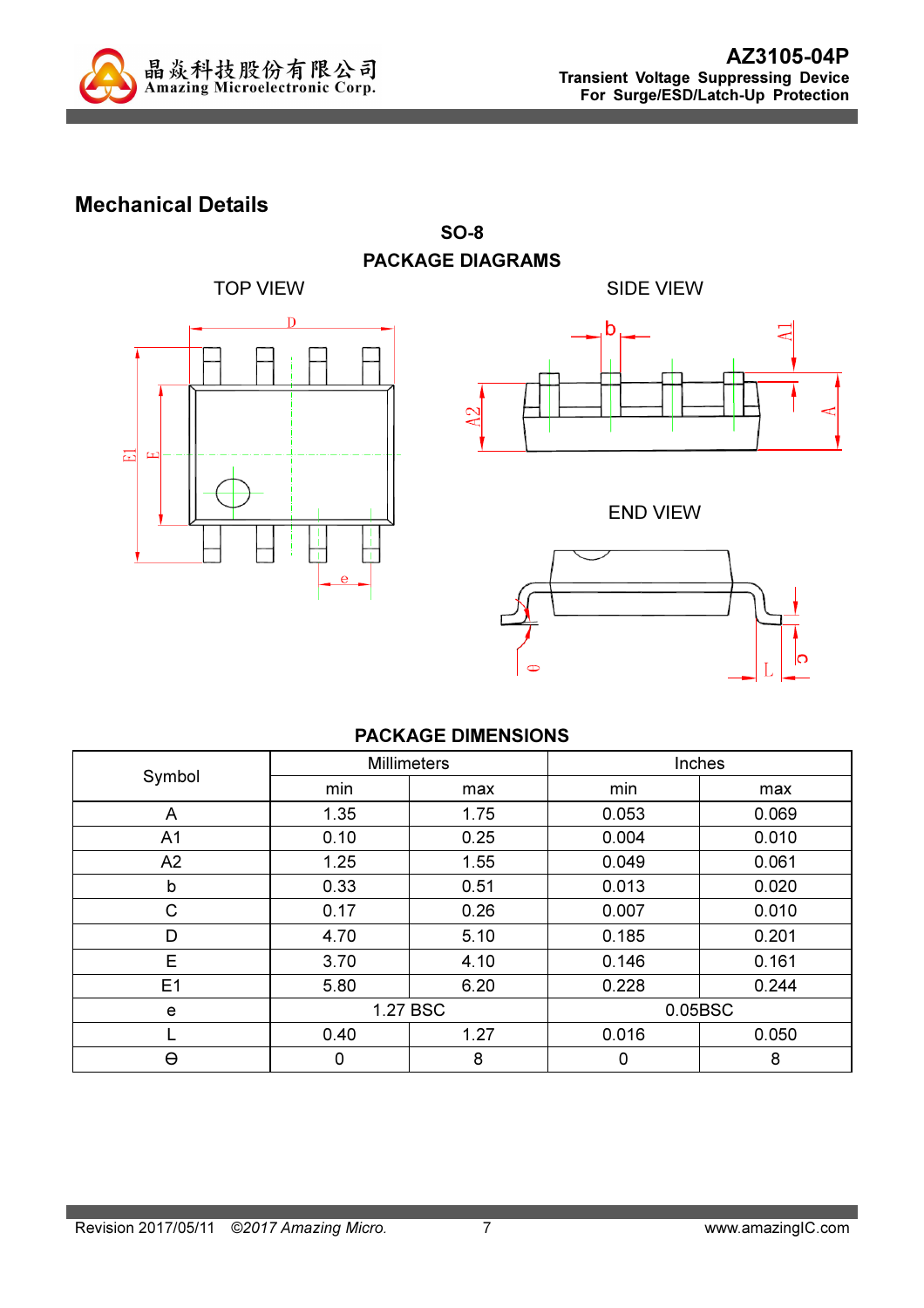## Mechanical Details

**SO-8**

**PACKAGE DIAGRAMS**

TOP VIEW

SIDE VIEW

END VIEW

**PACKAGE DIMENSIONS**

| Symbol | Millimeters | | Inches | |
|---|---|---|---|---|
| | min | max | min | max |
| A | 1.35 | 1.75 | 0.053 | 0.069 |
| A1 | 0.10 | 0.25 | 0.004 | 0.010 |
| A2 | 1.25 | 1.55 | 0.049 | 0.061 |
| b | 0.33 | 0.51 | 0.013 | 0.020 |
| C | 0.17 | 0.26 | 0.007 | 0.010 |
| D | 4.70 | 5.10 | 0.185 | 0.201 |
| E | 3.70 | 4.10 | 0.146 | 0.161 |
| E1 | 5.80 | 6.20 | 0.228 | 0.244 |
| e | 1.27 BSC | | 0.05BSC | |
| L | 0.40 | 1.27 | 0.016 | 0.050 |
| ϴ | 0 | 8 | 0 | 8 |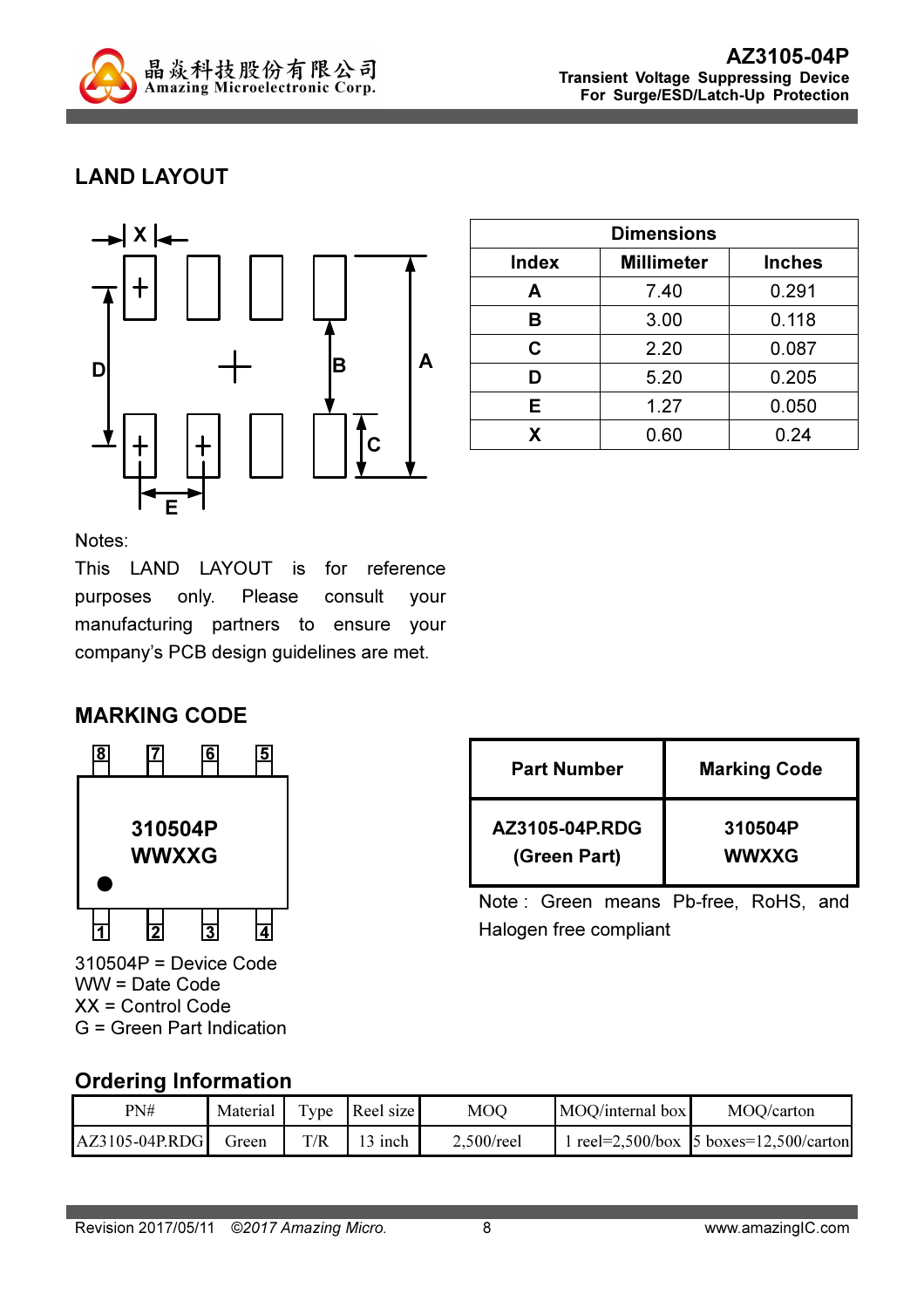## LAND LAYOUT

| Dimensions | | |
|---|---|---|
| **Index** | **Millimeter** | **Inches** |
| **A** | 7.40 | 0.291 |
| **B** | 3.00 | 0.118 |
| **C** | 2.20 | 0.087 |
| **D** | 5.20 | 0.205 |
| **E** | 1.27 | 0.050 |
| **X** | 0.60 | 0.24 |

Notes:
This LAND LAYOUT is for reference purposes only. Please consult your manufacturing partners to ensure your company's PCB design guidelines are met.

## MARKING CODE

310504P
WWXXG

310504P = Device Code
WW = Date Code
XX = Control Code
G = Green Part Indication

| Part Number | Marking Code |
|---|---|
| **AZ3105-04P.RDG (Green Part)** | **310504P WWXXG** |

Note : Green means Pb-free, RoHS, and Halogen free compliant

## Ordering Information

| PN# | Material | Type | Reel size | MOQ | MOQ/internal box | MOQ/carton |
|---|---|---|---|---|---|---|
| AZ3105-04P.RDG | Green | T/R | 13 inch | 2,500/reel | 1 reel=2,500/box | 5 boxes=12,500/carton |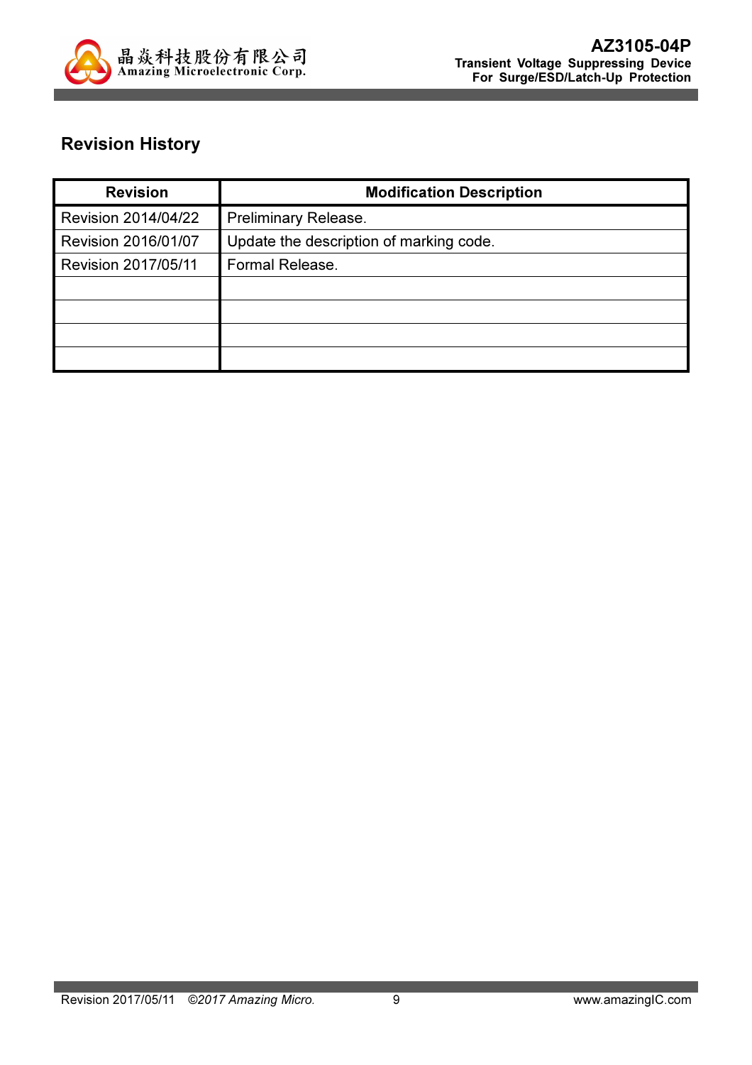## Revision History

| Revision | Modification Description |
|---|---|
| Revision 2014/04/22 | Preliminary Release. |
| Revision 2016/01/07 | Update the description of marking code. |
| Revision 2017/05/11 | Formal Release. |
| | |
| | |
| | |
| | |